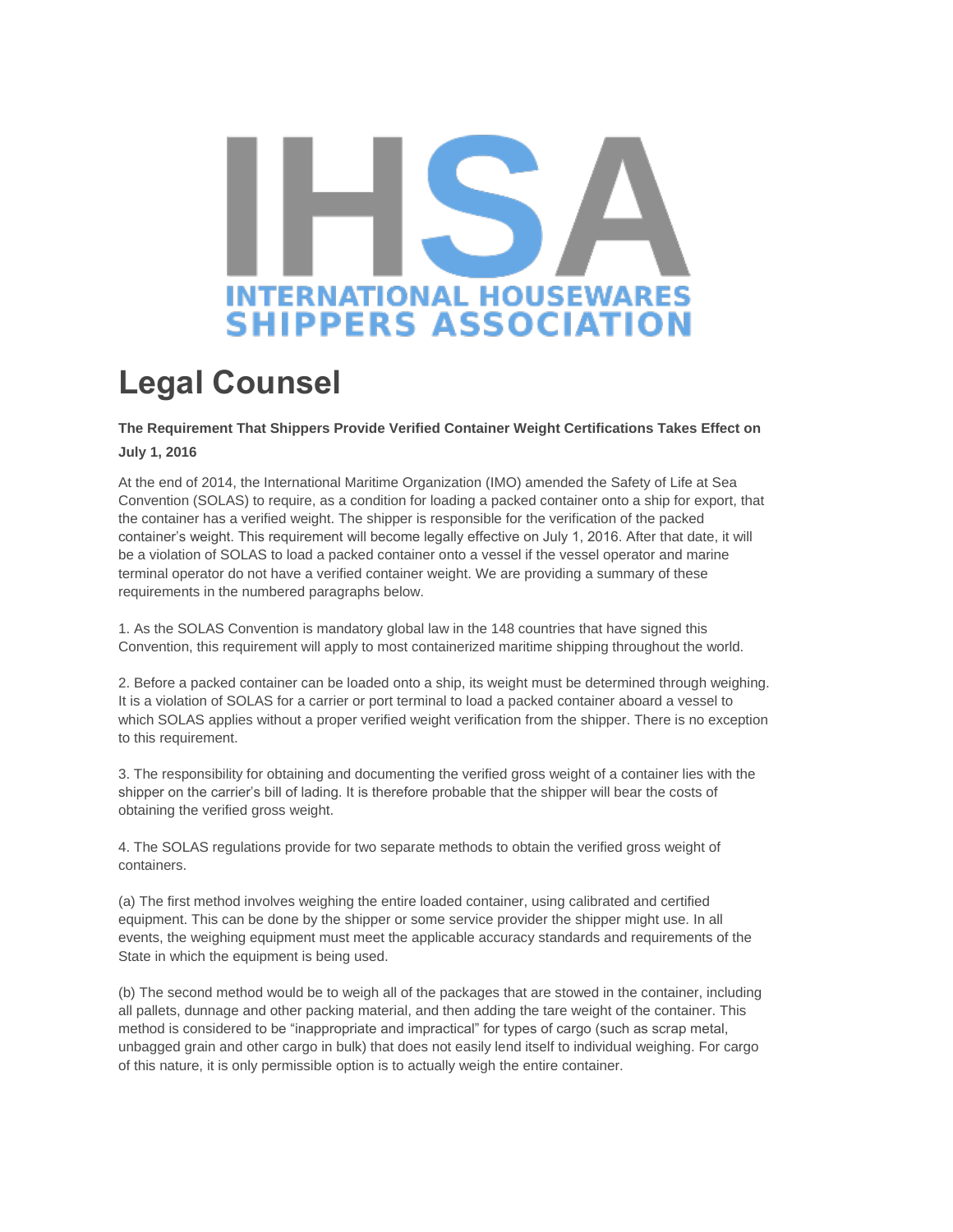# IHSA

INTERNATIONAL HOUSEWARES SHIPPERS ASSOCIATION

# Legal Counsel

**The Requirement That Shippers Provide Verified Container Weight Certifications Takes Effect on July 1, 2016**

At the end of 2014, the International Maritime Organization (IMO) amended the Safety of Life at Sea Convention (SOLAS) to require, as a condition for loading a packed container onto a ship for export, that the container has a verified weight. The shipper is responsible for the verification of the packed container's weight. This requirement will become legally effective on July 1, 2016. After that date, it will be a violation of SOLAS to load a packed container onto a vessel if the vessel operator and marine terminal operator do not have a verified container weight. We are providing a summary of these requirements in the numbered paragraphs below.

1. As the SOLAS Convention is mandatory global law in the 148 countries that have signed this Convention, this requirement will apply to most containerized maritime shipping throughout the world.

2. Before a packed container can be loaded onto a ship, its weight must be determined through weighing. It is a violation of SOLAS for a carrier or port terminal to load a packed container aboard a vessel to which SOLAS applies without a proper verified weight verification from the shipper. There is no exception to this requirement.

3. The responsibility for obtaining and documenting the verified gross weight of a container lies with the shipper on the carrier's bill of lading. It is therefore probable that the shipper will bear the costs of obtaining the verified gross weight.

4. The SOLAS regulations provide for two separate methods to obtain the verified gross weight of containers.

(a) The first method involves weighing the entire loaded container, using calibrated and certified equipment. This can be done by the shipper or some service provider the shipper might use. In all events, the weighing equipment must meet the applicable accuracy standards and requirements of the State in which the equipment is being used.

(b) The second method would be to weigh all of the packages that are stowed in the container, including all pallets, dunnage and other packing material, and then adding the tare weight of the container. This method is considered to be "inappropriate and impractical" for types of cargo (such as scrap metal, unbagged grain and other cargo in bulk) that does not easily lend itself to individual weighing. For cargo of this nature, it is only permissible option is to actually weigh the entire container.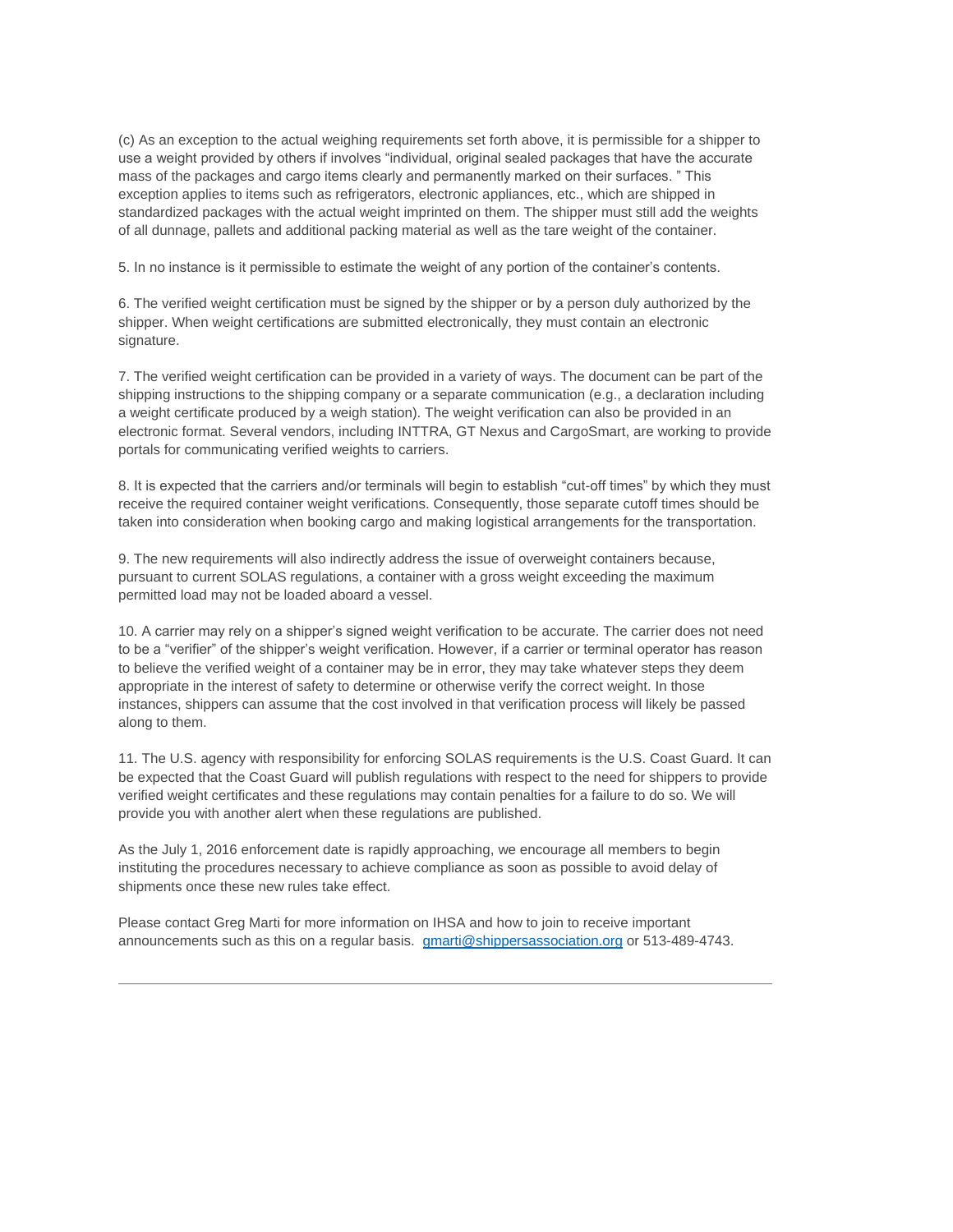(c) As an exception to the actual weighing requirements set forth above, it is permissible for a shipper to use a weight provided by others if involves "individual, original sealed packages that have the accurate mass of the packages and cargo items clearly and permanently marked on their surfaces. " This exception applies to items such as refrigerators, electronic appliances, etc., which are shipped in standardized packages with the actual weight imprinted on them. The shipper must still add the weights of all dunnage, pallets and additional packing material as well as the tare weight of the container.

5. In no instance is it permissible to estimate the weight of any portion of the container's contents.

6. The verified weight certification must be signed by the shipper or by a person duly authorized by the shipper. When weight certifications are submitted electronically, they must contain an electronic signature.

7. The verified weight certification can be provided in a variety of ways. The document can be part of the shipping instructions to the shipping company or a separate communication (e.g., a declaration including a weight certificate produced by a weigh station). The weight verification can also be provided in an electronic format. Several vendors, including INTTRA, GT Nexus and CargoSmart, are working to provide portals for communicating verified weights to carriers.

8. It is expected that the carriers and/or terminals will begin to establish "cut-off times" by which they must receive the required container weight verifications. Consequently, those separate cutoff times should be taken into consideration when booking cargo and making logistical arrangements for the transportation.

9. The new requirements will also indirectly address the issue of overweight containers because, pursuant to current SOLAS regulations, a container with a gross weight exceeding the maximum permitted load may not be loaded aboard a vessel.

10. A carrier may rely on a shipper's signed weight verification to be accurate. The carrier does not need to be a "verifier" of the shipper's weight verification. However, if a carrier or terminal operator has reason to believe the verified weight of a container may be in error, they may take whatever steps they deem appropriate in the interest of safety to determine or otherwise verify the correct weight. In those instances, shippers can assume that the cost involved in that verification process will likely be passed along to them.

11. The U.S. agency with responsibility for enforcing SOLAS requirements is the U.S. Coast Guard. It can be expected that the Coast Guard will publish regulations with respect to the need for shippers to provide verified weight certificates and these regulations may contain penalties for a failure to do so. We will provide you with another alert when these regulations are published.

As the July 1, 2016 enforcement date is rapidly approaching, we encourage all members to begin instituting the procedures necessary to achieve compliance as soon as possible to avoid delay of shipments once these new rules take effect.

Please contact Greg Marti for more information on IHSA and how to join to receive important announcements such as this on a regular basis. gmarti@shippersassociation.org or 513-489-4743.

---